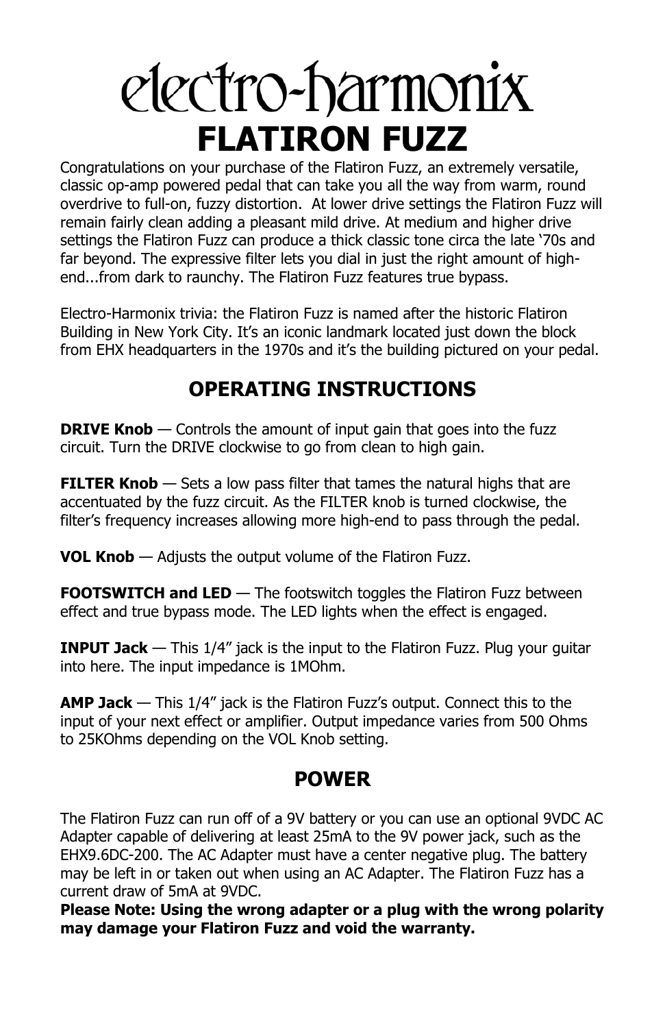# electro-harmonix

# FLATIRON FUZZ

Congratulations on your purchase of the Flatiron Fuzz, an extremely versatile, classic op-amp powered pedal that can take you all the way from warm, round overdrive to full-on, fuzzy distortion. At lower drive settings the Flatiron Fuzz will remain fairly clean adding a pleasant mild drive. At medium and higher drive settings the Flatiron Fuzz can produce a thick classic tone circa the late '70s and far beyond. The expressive filter lets you dial in just the right amount of high-end...from dark to raunchy. The Flatiron Fuzz features true bypass.

Electro-Harmonix trivia: the Flatiron Fuzz is named after the historic Flatiron Building in New York City. It's an iconic landmark located just down the block from EHX headquarters in the 1970s and it's the building pictured on your pedal.

## OPERATING INSTRUCTIONS

**DRIVE Knob** — Controls the amount of input gain that goes into the fuzz circuit. Turn the DRIVE clockwise to go from clean to high gain.

**FILTER Knob** — Sets a low pass filter that tames the natural highs that are accentuated by the fuzz circuit. As the FILTER knob is turned clockwise, the filter's frequency increases allowing more high-end to pass through the pedal.

**VOL Knob** — Adjusts the output volume of the Flatiron Fuzz.

**FOOTSWITCH and LED** — The footswitch toggles the Flatiron Fuzz between effect and true bypass mode. The LED lights when the effect is engaged.

**INPUT Jack** — This 1/4" jack is the input to the Flatiron Fuzz. Plug your guitar into here. The input impedance is 1MOhm.

**AMP Jack** — This 1/4" jack is the Flatiron Fuzz's output. Connect this to the input of your next effect or amplifier. Output impedance varies from 500 Ohms to 25KOhms depending on the VOL Knob setting.

## POWER

The Flatiron Fuzz can run off of a 9V battery or you can use an optional 9VDC AC Adapter capable of delivering at least 25mA to the 9V power jack, such as the EHX9.6DC-200. The AC Adapter must have a center negative plug. The battery may be left in or taken out when using an AC Adapter. The Flatiron Fuzz has a current draw of 5mA at 9VDC.

**Please Note: Using the wrong adapter or a plug with the wrong polarity may damage your Flatiron Fuzz and void the warranty.**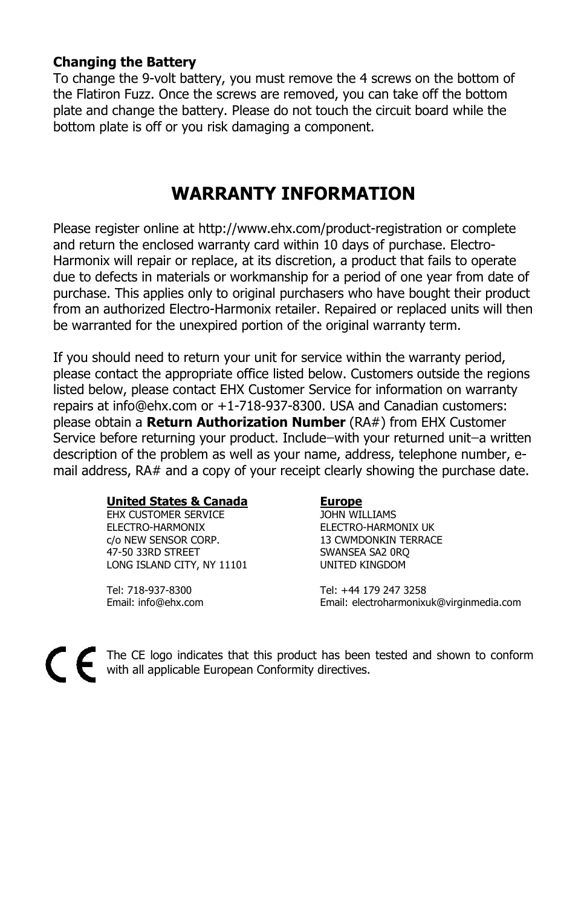**Changing the Battery**

To change the 9-volt battery, you must remove the 4 screws on the bottom of the Flatiron Fuzz. Once the screws are removed, you can take off the bottom plate and change the battery. Please do not touch the circuit board while the bottom plate is off or you risk damaging a component.

# WARRANTY INFORMATION

Please register online at http://www.ehx.com/product-registration or complete and return the enclosed warranty card within 10 days of purchase. Electro-Harmonix will repair or replace, at its discretion, a product that fails to operate due to defects in materials or workmanship for a period of one year from date of purchase. This applies only to original purchasers who have bought their product from an authorized Electro-Harmonix retailer. Repaired or replaced units will then be warranted for the unexpired portion of the original warranty term.

If you should need to return your unit for service within the warranty period, please contact the appropriate office listed below. Customers outside the regions listed below, please contact EHX Customer Service for information on warranty repairs at info@ehx.com or +1-718-937-8300. USA and Canadian customers: please obtain a **Return Authorization Number** (RA#) from EHX Customer Service before returning your product. Include–with your returned unit–a written description of the problem as well as your name, address, telephone number, e-mail address, RA# and a copy of your receipt clearly showing the purchase date.

**United States & Canada**
EHX CUSTOMER SERVICE
ELECTRO-HARMONIX
c/o NEW SENSOR CORP.
47-50 33RD STREET
LONG ISLAND CITY, NY 11101

Tel: 718-937-8300
Email: info@ehx.com

**Europe**
JOHN WILLIAMS
ELECTRO-HARMONIX UK
13 CWMDONKIN TERRACE
SWANSEA SA2 0RQ
UNITED KINGDOM

Tel: +44 179 247 3258
Email: electroharmonixuk@virginmedia.com

CE

The CE logo indicates that this product has been tested and shown to conform with all applicable European Conformity directives.